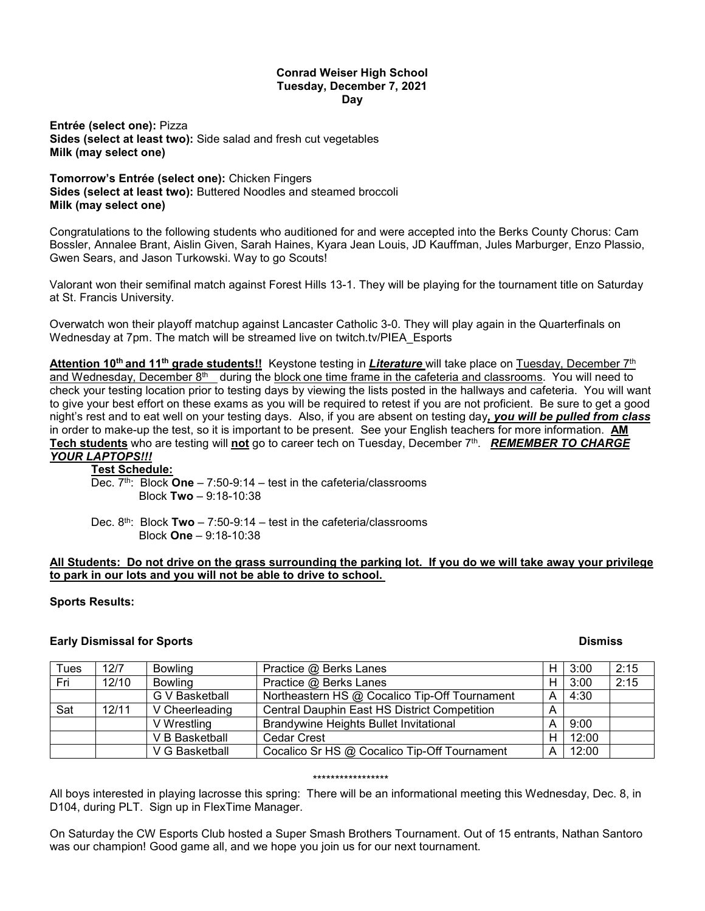**Conrad Weiser High School**
**Tuesday, December 7, 2021**
**Day**

**Entrée (select one):** Pizza
**Sides (select at least two):** Side salad and fresh cut vegetables
**Milk (may select one)**

**Tomorrow's Entrée (select one):** Chicken Fingers
**Sides (select at least two):** Buttered Noodles and steamed broccoli
**Milk (may select one)**

Congratulations to the following students who auditioned for and were accepted into the Berks County Chorus: Cam Bossler, Annalee Brant, Aislin Given, Sarah Haines, Kyara Jean Louis, JD Kauffman, Jules Marburger, Enzo Plassio, Gwen Sears, and Jason Turkowski. Way to go Scouts!

Valorant won their semifinal match against Forest Hills 13-1. They will be playing for the tournament title on Saturday at St. Francis University.

Overwatch won their playoff matchup against Lancaster Catholic 3-0. They will play again in the Quarterfinals on Wednesday at 7pm. The match will be streamed live on twitch.tv/PIEA_Esports

**Attention 10th and 11th grade students!!** Keystone testing in ***Literature*** will take place on Tuesday, December 7th and Wednesday, December 8th during the block one time frame in the cafeteria and classrooms. You will need to check your testing location prior to testing days by viewing the lists posted in the hallways and cafeteria. You will want to give your best effort on these exams as you will be required to retest if you are not proficient. Be sure to get a good night's rest and to eat well on your testing days. Also, if you are absent on testing day***, you will be pulled from class*** in order to make-up the test, so it is important to be present. See your English teachers for more information. **AM Tech students** who are testing will **not** go to career tech on Tuesday, December 7th. ***REMEMBER TO CHARGE YOUR LAPTOPS!!!***

**Test Schedule:**

Dec. 7th: Block **One** – 7:50-9:14 – test in the cafeteria/classrooms
Block **Two** – 9:18-10:38

Dec. 8th: Block **Two** – 7:50-9:14 – test in the cafeteria/classrooms
Block **One** – 9:18-10:38

**All Students: Do not drive on the grass surrounding the parking lot. If you do we will take away your privilege to park in our lots and you will not be able to drive to school.**

**Sports Results:**

**Early Dismissal for Sports** **Dismiss**

| | | | | | | Dismiss |
|---|---|---|---|---|---|---|
| Tues | 12/7 | Bowling | Practice @ Berks Lanes | H | 3:00 | 2:15 |
| Fri | 12/10 | Bowling | Practice @ Berks Lanes | H | 3:00 | 2:15 |
| | | G V Basketball | Northeastern HS @ Cocalico Tip-Off Tournament | A | 4:30 | |
| Sat | 12/11 | V Cheerleading | Central Dauphin East HS District Competition | A | | |
| | | V Wrestling | Brandywine Heights Bullet Invitational | A | 9:00 | |
| | | V B Basketball | Cedar Crest | H | 12:00 | |
| | | V G Basketball | Cocalico Sr HS @ Cocalico Tip-Off Tournament | A | 12:00 | |

*****************

All boys interested in playing lacrosse this spring: There will be an informational meeting this Wednesday, Dec. 8, in D104, during PLT. Sign up in FlexTime Manager.

On Saturday the CW Esports Club hosted a Super Smash Brothers Tournament. Out of 15 entrants, Nathan Santoro was our champion! Good game all, and we hope you join us for our next tournament.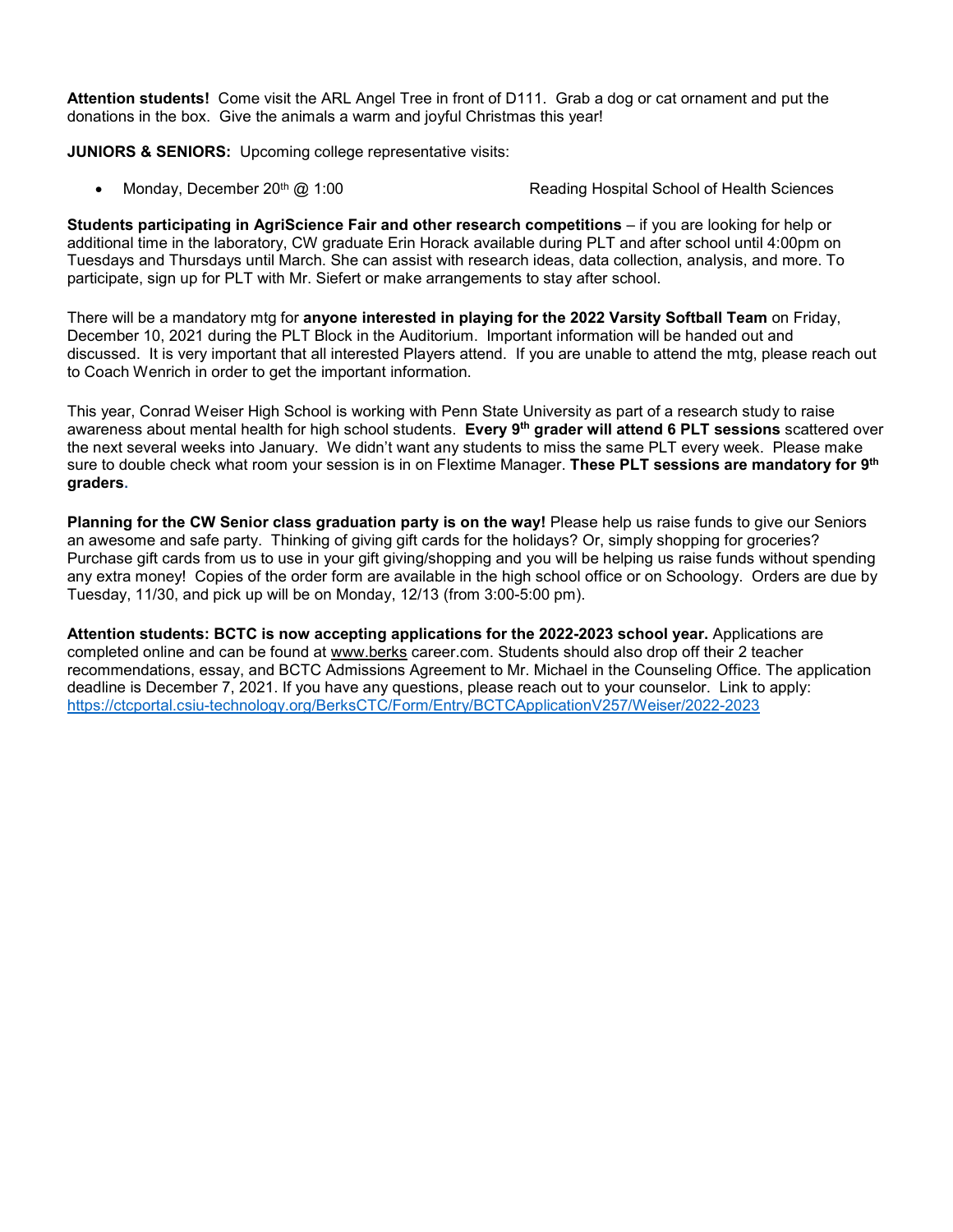**Attention students!** Come visit the ARL Angel Tree in front of D111. Grab a dog or cat ornament and put the donations in the box. Give the animals a warm and joyful Christmas this year!

**JUNIORS & SENIORS:** Upcoming college representative visits:

- Monday, December 20th @ 1:00 Reading Hospital School of Health Sciences

**Students participating in AgriScience Fair and other research competitions** – if you are looking for help or additional time in the laboratory, CW graduate Erin Horack available during PLT and after school until 4:00pm on Tuesdays and Thursdays until March. She can assist with research ideas, data collection, analysis, and more. To participate, sign up for PLT with Mr. Siefert or make arrangements to stay after school.

There will be a mandatory mtg for **anyone interested in playing for the 2022 Varsity Softball Team** on Friday, December 10, 2021 during the PLT Block in the Auditorium. Important information will be handed out and discussed. It is very important that all interested Players attend. If you are unable to attend the mtg, please reach out to Coach Wenrich in order to get the important information.

This year, Conrad Weiser High School is working with Penn State University as part of a research study to raise awareness about mental health for high school students. **Every 9th grader will attend 6 PLT sessions** scattered over the next several weeks into January. We didn't want any students to miss the same PLT every week. Please make sure to double check what room your session is in on Flextime Manager. **These PLT sessions are mandatory for 9th graders.**

**Planning for the CW Senior class graduation party is on the way!** Please help us raise funds to give our Seniors an awesome and safe party. Thinking of giving gift cards for the holidays? Or, simply shopping for groceries? Purchase gift cards from us to use in your gift giving/shopping and you will be helping us raise funds without spending any extra money! Copies of the order form are available in the high school office or on Schoology. Orders are due by Tuesday, 11/30, and pick up will be on Monday, 12/13 (from 3:00-5:00 pm).

**Attention students: BCTC is now accepting applications for the 2022-2023 school year.** Applications are completed online and can be found at www.berks career.com. Students should also drop off their 2 teacher recommendations, essay, and BCTC Admissions Agreement to Mr. Michael in the Counseling Office. The application deadline is December 7, 2021. If you have any questions, please reach out to your counselor. Link to apply: https://ctcportal.csiu-technology.org/BerksCTC/Form/Entry/BCTCApplicationV257/Weiser/2022-2023